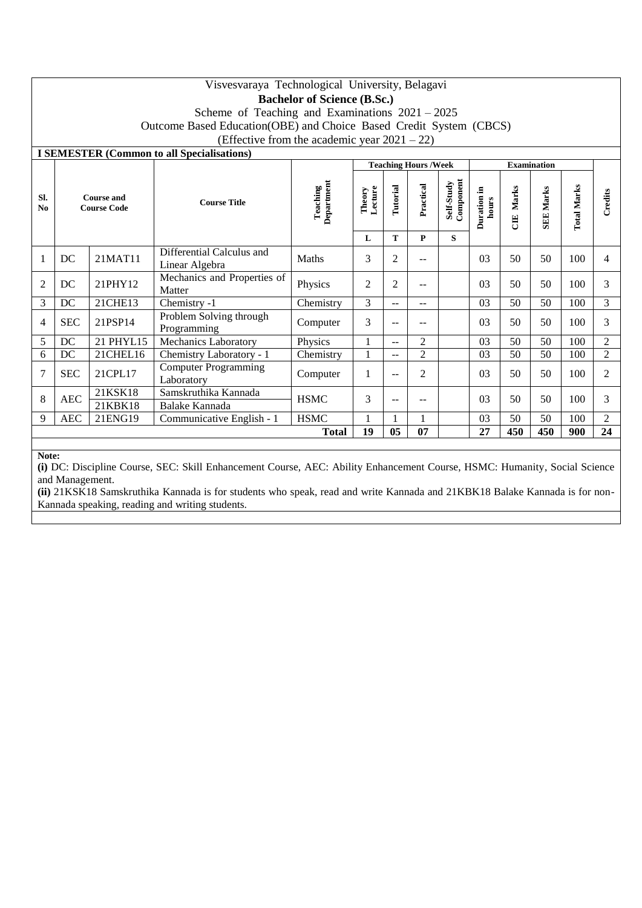# Visvesvaraya Technological University, Belagavi

## Bachelor of Science (B.Sc.)

Scheme of Teaching and Examinations 2021 – 2025

Outcome Based Education(OBE) and Choice Based Credit System (CBCS)

(Effective from the academic year 2021 – 22)

### I SEMESTER (Common to all Specialisations)

| Sl. No | Course and Course Code | | Course Title | Teaching Department | Teaching Hours /Week | | | | Examination | | | | Credits |
|---|---|---|---|---|---|---|---|---|---|---|---|---|---|
| | | | | | Theory Lecture | Tutorial | Practical | Self-Study Component | Duration in hours | CIE Marks | SEE Marks | Total Marks | |
| | | | | | L | T | P | S | | | | | |
| 1 | DC | 21MAT11 | Differential Calculus and Linear Algebra | Maths | 3 | 2 | -- | | 03 | 50 | 50 | 100 | 4 |
| 2 | DC | 21PHY12 | Mechanics and Properties of Matter | Physics | 2 | 2 | -- | | 03 | 50 | 50 | 100 | 3 |
| 3 | DC | 21CHE13 | Chemistry -1 | Chemistry | 3 | -- | -- | | 03 | 50 | 50 | 100 | 3 |
| 4 | SEC | 21PSP14 | Problem Solving through Programming | Computer | 3 | -- | -- | | 03 | 50 | 50 | 100 | 3 |
| 5 | DC | 21 PHYL15 | Mechanics Laboratory | Physics | 1 | -- | 2 | | 03 | 50 | 50 | 100 | 2 |
| 6 | DC | 21CHEL16 | Chemistry Laboratory - 1 | Chemistry | 1 | -- | 2 | | 03 | 50 | 50 | 100 | 2 |
| 7 | SEC | 21CPL17 | Computer Programming Laboratory | Computer | 1 | -- | 2 | | 03 | 50 | 50 | 100 | 2 |
| 8 | AEC | 21KSK18 | Samskruthika Kannada | HSMC | 3 | -- | -- | | 03 | 50 | 50 | 100 | 3 |
| | | 21KBK18 | Balake Kannada | | | | | | | | | | |
| 9 | AEC | 21ENG19 | Communicative English - 1 | HSMC | 1 | 1 | 1 | | 03 | 50 | 50 | 100 | 2 |
| | | | | **Total** | **19** | **05** | **07** | | **27** | **450** | **450** | **900** | **24** |

**Note:**

**(i)** DC: Discipline Course, SEC: Skill Enhancement Course, AEC: Ability Enhancement Course, HSMC: Humanity, Social Science and Management.

**(ii)** 21KSK18 Samskruthika Kannada is for students who speak, read and write Kannada and 21KBK18 Balake Kannada is for non-Kannada speaking, reading and writing students.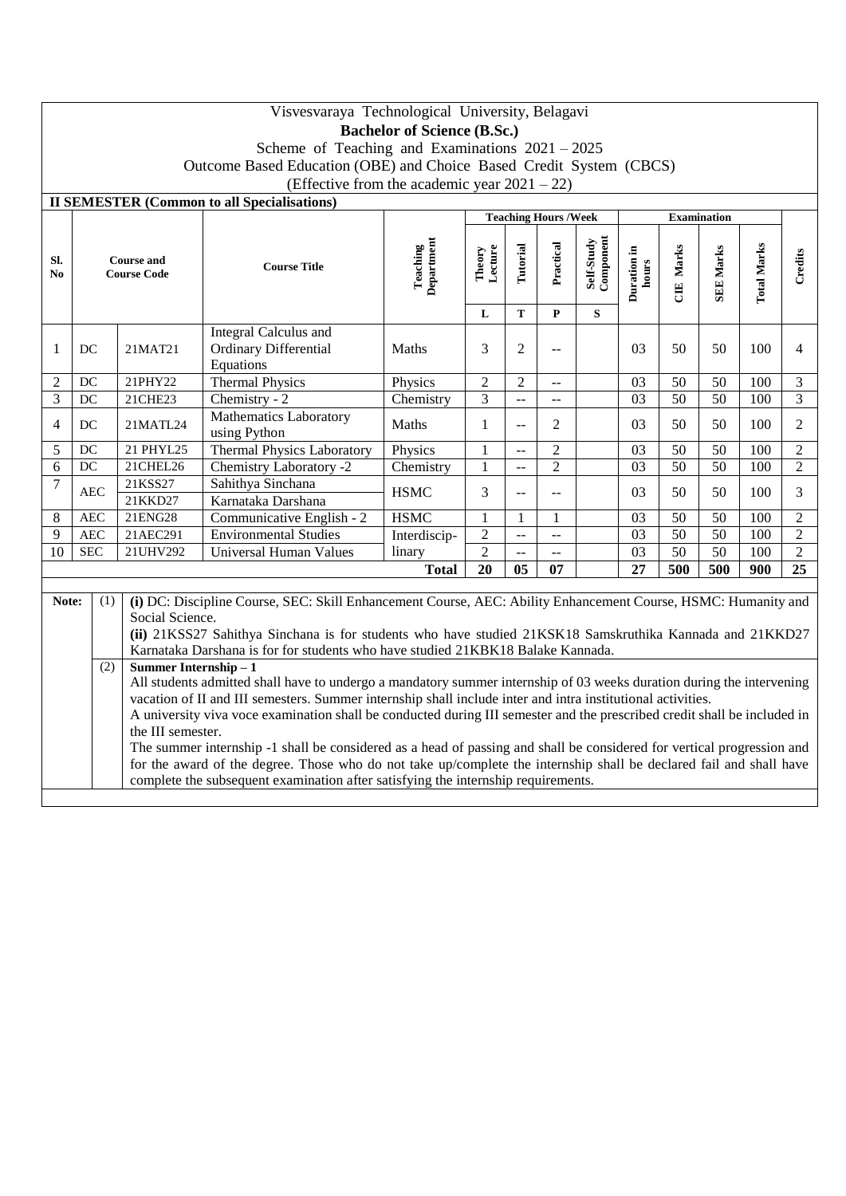Visvesvaraya Technological University, Belagavi

**Bachelor of Science (B.Sc.)**

Scheme of Teaching and Examinations 2021 – 2025

Outcome Based Education (OBE) and Choice Based Credit System (CBCS)

(Effective from the academic year 2021 – 22)

**II SEMESTER (Common to all Specialisations)**

| Sl. No | Course and Course Code | | Course Title | Teaching Department | Teaching Hours /Week | | | | Examination | | | | Credits |
|---|---|---|---|---|---|---|---|---|---|---|---|---|---|
| | | | | | Theory Lecture | Tutorial | Practical | Self-Study Component | Duration in hours | CIE Marks | SEE Marks | Total Marks | |
| | | | | | L | T | P | S | | | | | |
| 1 | DC | 21MAT21 | Integral Calculus and Ordinary Differential Equations | Maths | 3 | 2 | -- | | 03 | 50 | 50 | 100 | 4 |
| 2 | DC | 21PHY22 | Thermal Physics | Physics | 2 | 2 | -- | | 03 | 50 | 50 | 100 | 3 |
| 3 | DC | 21CHE23 | Chemistry - 2 | Chemistry | 3 | -- | -- | | 03 | 50 | 50 | 100 | 3 |
| 4 | DC | 21MATL24 | Mathematics Laboratory using Python | Maths | 1 | -- | 2 | | 03 | 50 | 50 | 100 | 2 |
| 5 | DC | 21 PHYL25 | Thermal Physics Laboratory | Physics | 1 | -- | 2 | | 03 | 50 | 50 | 100 | 2 |
| 6 | DC | 21CHEL26 | Chemistry Laboratory -2 | Chemistry | 1 | -- | 2 | | 03 | 50 | 50 | 100 | 2 |
| 7 | AEC | 21KSS27 | Sahithya Sinchana | HSMC | 3 | -- | -- | | 03 | 50 | 50 | 100 | 3 |
| | | 21KKD27 | Karnataka Darshana | | | | | | | | | | |
| 8 | AEC | 21ENG28 | Communicative English - 2 | HSMC | 1 | 1 | 1 | | 03 | 50 | 50 | 100 | 2 |
| 9 | AEC | 21AEC291 | Environmental Studies | Interdiscip-linary | 2 | -- | -- | | 03 | 50 | 50 | 100 | 2 |
| 10 | SEC | 21UHV292 | Universal Human Values | | 2 | -- | -- | | 03 | 50 | 50 | 100 | 2 |
| | | | | **Total** | **20** | **05** | **07** | | **27** | **500** | **500** | **900** | **25** |

**Note:**

(1) **(i)** DC: Discipline Course, SEC: Skill Enhancement Course, AEC: Ability Enhancement Course, HSMC: Humanity and Social Science.

**(ii)** 21KSS27 Sahithya Sinchana is for students who have studied 21KSK18 Samskruthika Kannada and 21KKD27 Karnataka Darshana is for for students who have studied 21KBK18 Balake Kannada.

(2) **Summer Internship – 1**

All students admitted shall have to undergo a mandatory summer internship of 03 weeks duration during the intervening vacation of II and III semesters. Summer internship shall include inter and intra institutional activities.

A university viva voce examination shall be conducted during III semester and the prescribed credit shall be included in the III semester.

The summer internship -1 shall be considered as a head of passing and shall be considered for vertical progression and for the award of the degree. Those who do not take up/complete the internship shall be declared fail and shall have complete the subsequent examination after satisfying the internship requirements.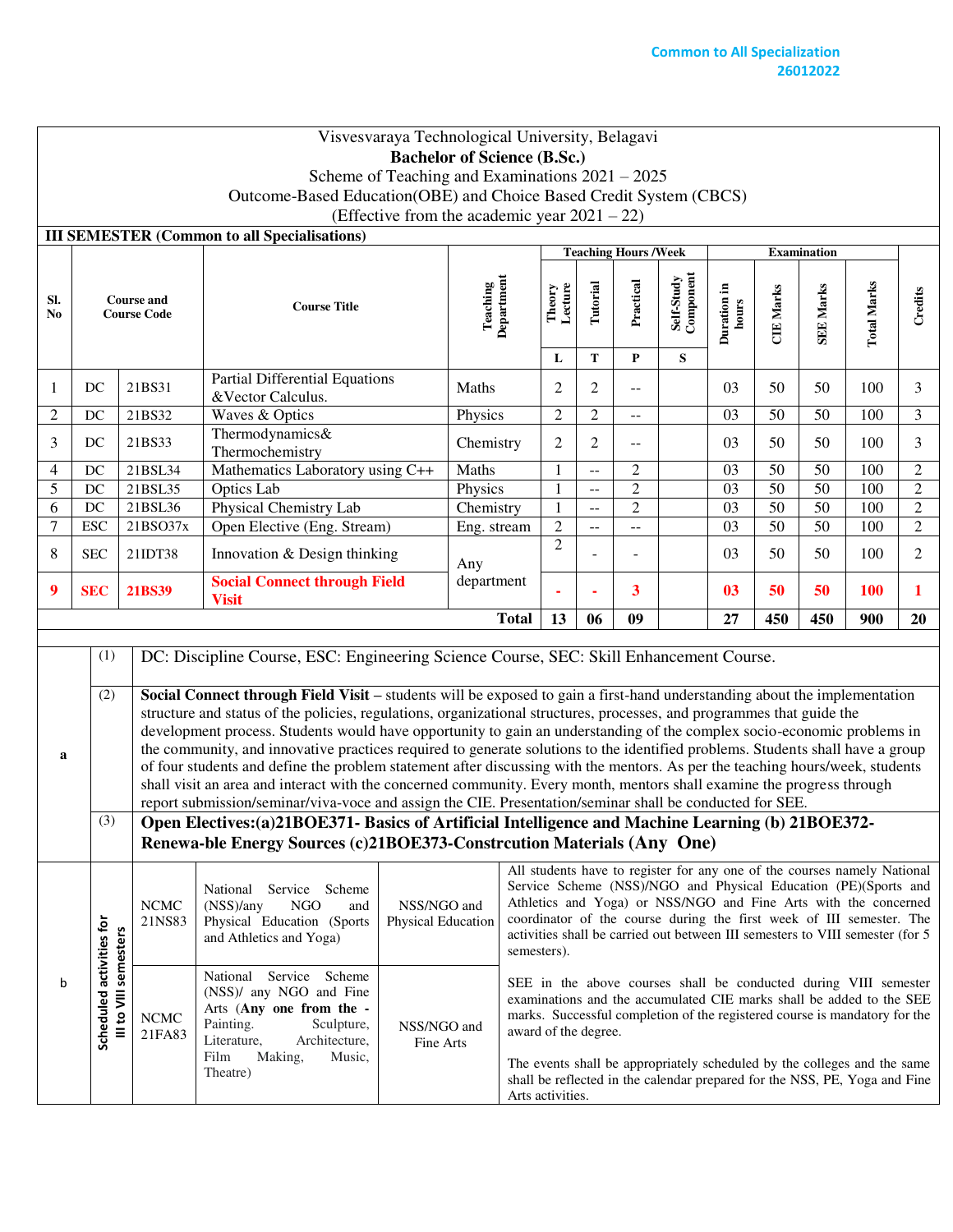Common to All Specialization
26012022

Visvesvaraya Technological University, Belagavi

**Bachelor of Science (B.Sc.)**

Scheme of Teaching and Examinations 2021 – 2025

Outcome-Based Education(OBE) and Choice Based Credit System (CBCS)

(Effective from the academic year 2021 – 22)

**III SEMESTER (Common to all Specialisations)**

| Sl. No | Course and Course Code | | Course Title | Teaching Department | Teaching Hours /Week | | | | Examination | | | | Credits |
|---|---|---|---|---|---|---|---|---|---|---|---|---|---|
| | | | | | Theory Lecture | Tutorial | Practical | Self-Study Component | Duration in hours | CIE Marks | SEE Marks | Total Marks | |
| | | | | | L | T | P | S | | | | | |
| 1 | DC | 21BS31 | Partial Differential Equations &Vector Calculus. | Maths | 2 | 2 | -- | | 03 | 50 | 50 | 100 | 3 |
| 2 | DC | 21BS32 | Waves & Optics | Physics | 2 | 2 | -- | | 03 | 50 | 50 | 100 | 3 |
| 3 | DC | 21BS33 | Thermodynamics& Thermochemistry | Chemistry | 2 | 2 | -- | | 03 | 50 | 50 | 100 | 3 |
| 4 | DC | 21BSL34 | Mathematics Laboratory using C++ | Maths | 1 | -- | 2 | | 03 | 50 | 50 | 100 | 2 |
| 5 | DC | 21BSL35 | Optics Lab | Physics | 1 | -- | 2 | | 03 | 50 | 50 | 100 | 2 |
| 6 | DC | 21BSL36 | Physical Chemistry Lab | Chemistry | 1 | -- | 2 | | 03 | 50 | 50 | 100 | 2 |
| 7 | ESC | 21BSO37x | Open Elective (Eng. Stream) | Eng. stream | 2 | -- | -- | | 03 | 50 | 50 | 100 | 2 |
| 8 | SEC | 21IDT38 | Innovation & Design thinking | Any department | 2 | - | - | | 03 | 50 | 50 | 100 | 2 |
| **9** | **SEC** | **21BS39** | **Social Connect through Field Visit** | | **-** | **-** | **3** | | **03** | **50** | **50** | **100** | **1** |
| | | | | **Total** | **13** | **06** | **09** | | **27** | **450** | **450** | **900** | **20** |

**a**

(1) DC: Discipline Course, ESC: Engineering Science Course, SEC: Skill Enhancement Course.

(2) **Social Connect through Field Visit** – students will be exposed to gain a first-hand understanding about the implementation structure and status of the policies, regulations, organizational structures, processes, and programmes that guide the development process. Students would have opportunity to gain an understanding of the complex socio-economic problems in the community, and innovative practices required to generate solutions to the identified problems. Students shall have a group of four students and define the problem statement after discussing with the mentors. As per the teaching hours/week, students shall visit an area and interact with the concerned community. Every month, mentors shall examine the progress through report submission/seminar/viva-voce and assign the CIE. Presentation/seminar shall be conducted for SEE.

(3) **Open Electives:(a)21BOE371- Basics of Artificial Intelligence and Machine Learning (b) 21BOE372- Renewa-ble Energy Sources (c)21BOE373-Constrcution Materials (Any One)**

**b** — **Scheduled activities for III to VIII semesters**

| Course Code | Course | Department | Remarks |
|---|---|---|---|
| NCMC 21NS83 | National Service Scheme (NSS)/any NGO and Physical Education (Sports and Athletics and Yoga) | NSS/NGO and Physical Education | All students have to register for any one of the courses namely National Service Scheme (NSS)/NGO and Physical Education (PE)(Sports and Athletics and Yoga) or NSS/NGO and Fine Arts with the concerned coordinator of the course during the first week of III semester. The activities shall be carried out between III semesters to VIII semester (for 5 semesters). |
| NCMC 21FA83 | National Service Scheme (NSS)/ any NGO and Fine Arts (**Any one from the -** Painting. Sculpture, Literature, Architecture, Film Making, Music, Theatre) | NSS/NGO and Fine Arts | SEE in the above courses shall be conducted during VIII semester examinations and the accumulated CIE marks shall be added to the SEE marks. Successful completion of the registered course is mandatory for the award of the degree. The events shall be appropriately scheduled by the colleges and the same shall be reflected in the calendar prepared for the NSS, PE, Yoga and Fine Arts activities. |